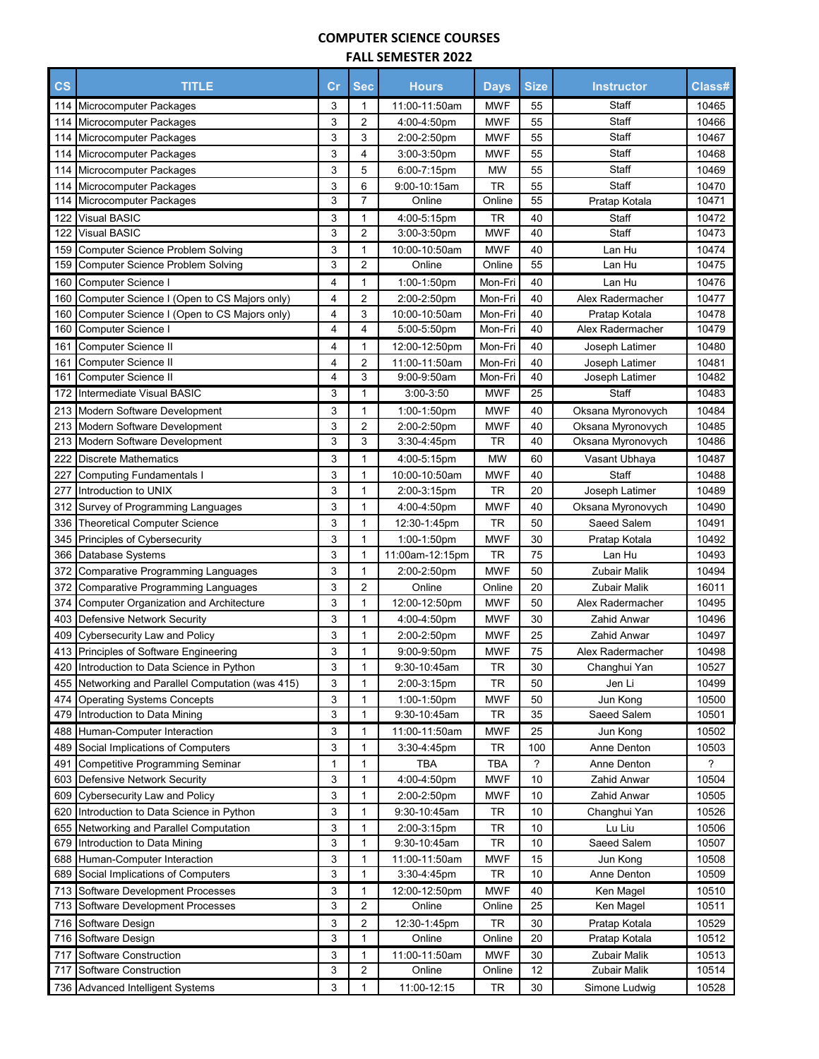# COMPUTER SCIENCE COURSES

## FALL SEMESTER 2022

| CS | TITLE | Cr | Sec | Hours | Days | Size | Instructor | Class# |
|---|---|---|---|---|---|---|---|---|
| 114 | Microcomputer Packages | 3 | 1 | 11:00-11:50am | MWF | 55 | Staff | 10465 |
| 114 | Microcomputer Packages | 3 | 2 | 4:00-4:50pm | MWF | 55 | Staff | 10466 |
| 114 | Microcomputer Packages | 3 | 3 | 2:00-2:50pm | MWF | 55 | Staff | 10467 |
| 114 | Microcomputer Packages | 3 | 4 | 3:00-3:50pm | MWF | 55 | Staff | 10468 |
| 114 | Microcomputer Packages | 3 | 5 | 6:00-7:15pm | MW | 55 | Staff | 10469 |
| 114 | Microcomputer Packages | 3 | 6 | 9:00-10:15am | TR | 55 | Staff | 10470 |
| 114 | Microcomputer Packages | 3 | 7 | Online | Online | 55 | Pratap Kotala | 10471 |
| 122 | Visual BASIC | 3 | 1 | 4:00-5:15pm | TR | 40 | Staff | 10472 |
| 122 | Visual BASIC | 3 | 2 | 3:00-3:50pm | MWF | 40 | Staff | 10473 |
| 159 | Computer Science Problem Solving | 3 | 1 | 10:00-10:50am | MWF | 40 | Lan Hu | 10474 |
| 159 | Computer Science Problem Solving | 3 | 2 | Online | Online | 55 | Lan Hu | 10475 |
| 160 | Computer Science I | 4 | 1 | 1:00-1:50pm | Mon-Fri | 40 | Lan Hu | 10476 |
| 160 | Computer Science I (Open to CS Majors only) | 4 | 2 | 2:00-2:50pm | Mon-Fri | 40 | Alex Radermacher | 10477 |
| 160 | Computer Science I (Open to CS Majors only) | 4 | 3 | 10:00-10:50am | Mon-Fri | 40 | Pratap Kotala | 10478 |
| 160 | Computer Science I | 4 | 4 | 5:00-5:50pm | Mon-Fri | 40 | Alex Radermacher | 10479 |
| 161 | Computer Science II | 4 | 1 | 12:00-12:50pm | Mon-Fri | 40 | Joseph Latimer | 10480 |
| 161 | Computer Science II | 4 | 2 | 11:00-11:50am | Mon-Fri | 40 | Joseph Latimer | 10481 |
| 161 | Computer Science II | 4 | 3 | 9:00-9:50am | Mon-Fri | 40 | Joseph Latimer | 10482 |
| 172 | Intermediate Visual BASIC | 3 | 1 | 3:00-3:50 | MWF | 25 | Staff | 10483 |
| 213 | Modern Software Development | 3 | 1 | 1:00-1:50pm | MWF | 40 | Oksana Myronovych | 10484 |
| 213 | Modern Software Development | 3 | 2 | 2:00-2:50pm | MWF | 40 | Oksana Myronovych | 10485 |
| 213 | Modern Software Development | 3 | 3 | 3:30-4:45pm | TR | 40 | Oksana Myronovych | 10486 |
| 222 | Discrete Mathematics | 3 | 1 | 4:00-5:15pm | MW | 60 | Vasant Ubhaya | 10487 |
| 227 | Computing Fundamentals I | 3 | 1 | 10:00-10:50am | MWF | 40 | Staff | 10488 |
| 277 | Introduction to UNIX | 3 | 1 | 2:00-3:15pm | TR | 20 | Joseph Latimer | 10489 |
| 312 | Survey of Programming Languages | 3 | 1 | 4:00-4:50pm | MWF | 40 | Oksana Myronovych | 10490 |
| 336 | Theoretical Computer Science | 3 | 1 | 12:30-1:45pm | TR | 50 | Saeed Salem | 10491 |
| 345 | Principles of Cybersecurity | 3 | 1 | 1:00-1:50pm | MWF | 30 | Pratap Kotala | 10492 |
| 366 | Database Systems | 3 | 1 | 11:00am-12:15pm | TR | 75 | Lan Hu | 10493 |
| 372 | Comparative Programming Languages | 3 | 1 | 2:00-2:50pm | MWF | 50 | Zubair Malik | 10494 |
| 372 | Comparative Programming Languages | 3 | 2 | Online | Online | 20 | Zubair Malik | 16011 |
| 374 | Computer Organization and Architecture | 3 | 1 | 12:00-12:50pm | MWF | 50 | Alex Radermacher | 10495 |
| 403 | Defensive Network Security | 3 | 1 | 4:00-4:50pm | MWF | 30 | Zahid Anwar | 10496 |
| 409 | Cybersecurity Law and Policy | 3 | 1 | 2:00-2:50pm | MWF | 25 | Zahid Anwar | 10497 |
| 413 | Principles of Software Engineering | 3 | 1 | 9:00-9:50pm | MWF | 75 | Alex Radermacher | 10498 |
| 420 | Introduction to Data Science in Python | 3 | 1 | 9:30-10:45am | TR | 30 | Changhui Yan | 10527 |
| 455 | Networking and Parallel Computation (was 415) | 3 | 1 | 2:00-3:15pm | TR | 50 | Jen Li | 10499 |
| 474 | Operating Systems Concepts | 3 | 1 | 1:00-1:50pm | MWF | 50 | Jun Kong | 10500 |
| 479 | Introduction to Data Mining | 3 | 1 | 9:30-10:45am | TR | 35 | Saeed Salem | 10501 |
| 488 | Human-Computer Interaction | 3 | 1 | 11:00-11:50am | MWF | 25 | Jun Kong | 10502 |
| 489 | Social Implications of Computers | 3 | 1 | 3:30-4:45pm | TR | 100 | Anne Denton | 10503 |
| 491 | Competitive Programming Seminar | 1 | 1 | TBA | TBA | ? | Anne Denton | ? |
| 603 | Defensive Network Security | 3 | 1 | 4:00-4:50pm | MWF | 10 | Zahid Anwar | 10504 |
| 609 | Cybersecurity Law and Policy | 3 | 1 | 2:00-2:50pm | MWF | 10 | Zahid Anwar | 10505 |
| 620 | Introduction to Data Science in Python | 3 | 1 | 9:30-10:45am | TR | 10 | Changhui Yan | 10526 |
| 655 | Networking and Parallel Computation | 3 | 1 | 2:00-3:15pm | TR | 10 | Lu Liu | 10506 |
| 679 | Introduction to Data Mining | 3 | 1 | 9:30-10:45am | TR | 10 | Saeed Salem | 10507 |
| 688 | Human-Computer Interaction | 3 | 1 | 11:00-11:50am | MWF | 15 | Jun Kong | 10508 |
| 689 | Social Implications of Computers | 3 | 1 | 3:30-4:45pm | TR | 10 | Anne Denton | 10509 |
| 713 | Software Development Processes | 3 | 1 | 12:00-12:50pm | MWF | 40 | Ken Magel | 10510 |
| 713 | Software Development Processes | 3 | 2 | Online | Online | 25 | Ken Magel | 10511 |
| 716 | Software Design | 3 | 2 | 12:30-1:45pm | TR | 30 | Pratap Kotala | 10529 |
| 716 | Software Design | 3 | 1 | Online | Online | 20 | Pratap Kotala | 10512 |
| 717 | Software Construction | 3 | 1 | 11:00-11:50am | MWF | 30 | Zubair Malik | 10513 |
| 717 | Software Construction | 3 | 2 | Online | Online | 12 | Zubair Malik | 10514 |
| 736 | Advanced Intelligent Systems | 3 | 1 | 11:00-12:15 | TR | 30 | Simone Ludwig | 10528 |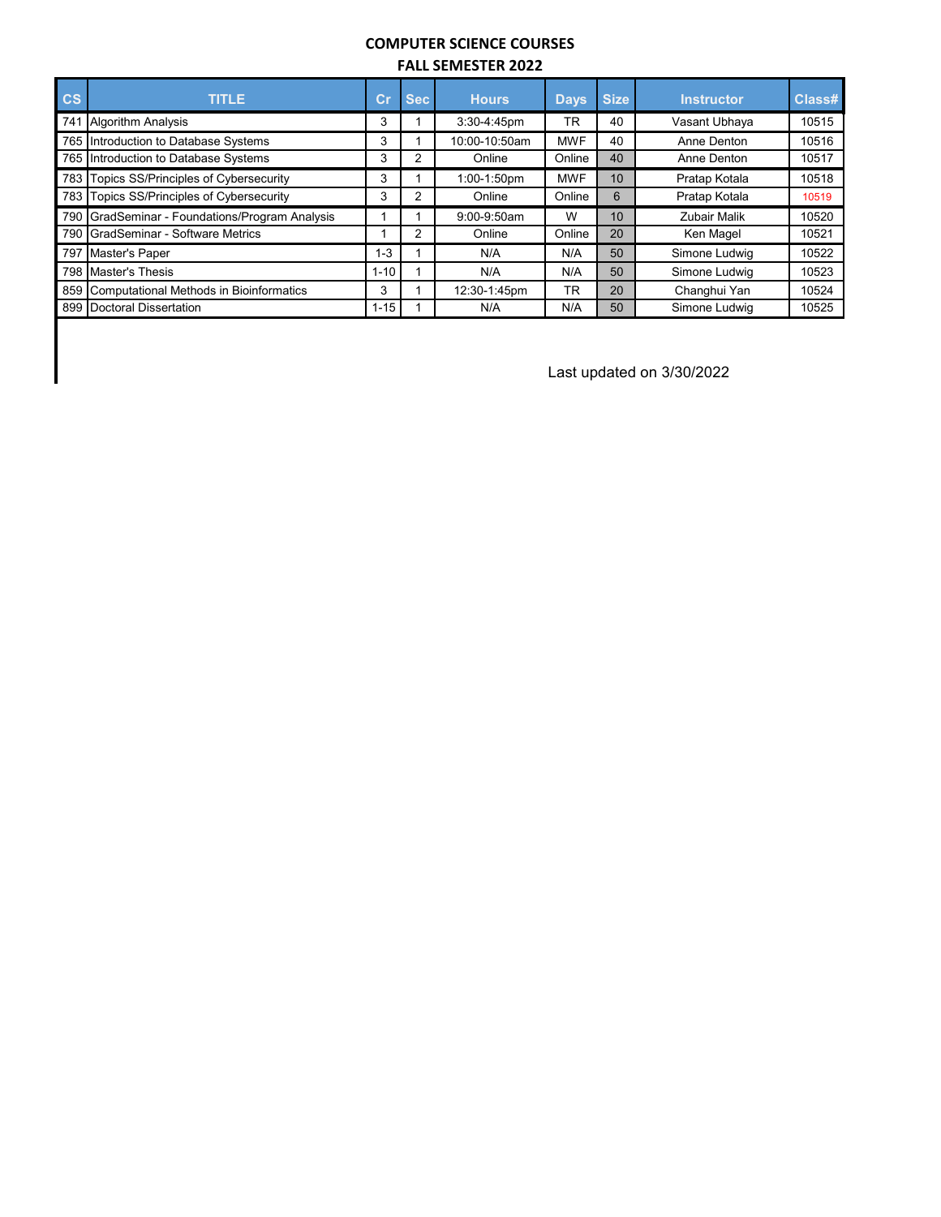**COMPUTER SCIENCE COURSES**

**FALL SEMESTER 2022**

| CS | TITLE | Cr | Sec | Hours | Days | Size | Instructor | Class# |
|---|---|---|---|---|---|---|---|---|
| 741 | Algorithm Analysis | 3 | 1 | 3:30-4:45pm | TR | 40 | Vasant Ubhaya | 10515 |
| 765 | Introduction to Database Systems | 3 | 1 | 10:00-10:50am | MWF | 40 | Anne Denton | 10516 |
| 765 | Introduction to Database Systems | 3 | 2 | Online | Online | 40 | Anne Denton | 10517 |
| 783 | Topics SS/Principles of Cybersecurity | 3 | 1 | 1:00-1:50pm | MWF | 10 | Pratap Kotala | 10518 |
| 783 | Topics SS/Principles of Cybersecurity | 3 | 2 | Online | Online | 6 | Pratap Kotala | 10519 |
| 790 | GradSeminar - Foundations/Program Analysis | 1 | 1 | 9:00-9:50am | W | 10 | Zubair Malik | 10520 |
| 790 | GradSeminar - Software Metrics | 1 | 2 | Online | Online | 20 | Ken Magel | 10521 |
| 797 | Master's Paper | 1-3 | 1 | N/A | N/A | 50 | Simone Ludwig | 10522 |
| 798 | Master's Thesis | 1-10 | 1 | N/A | N/A | 50 | Simone Ludwig | 10523 |
| 859 | Computational Methods in Bioinformatics | 3 | 1 | 12:30-1:45pm | TR | 20 | Changhui Yan | 10524 |
| 899 | Doctoral Dissertation | 1-15 | 1 | N/A | N/A | 50 | Simone Ludwig | 10525 |

Last updated on 3/30/2022